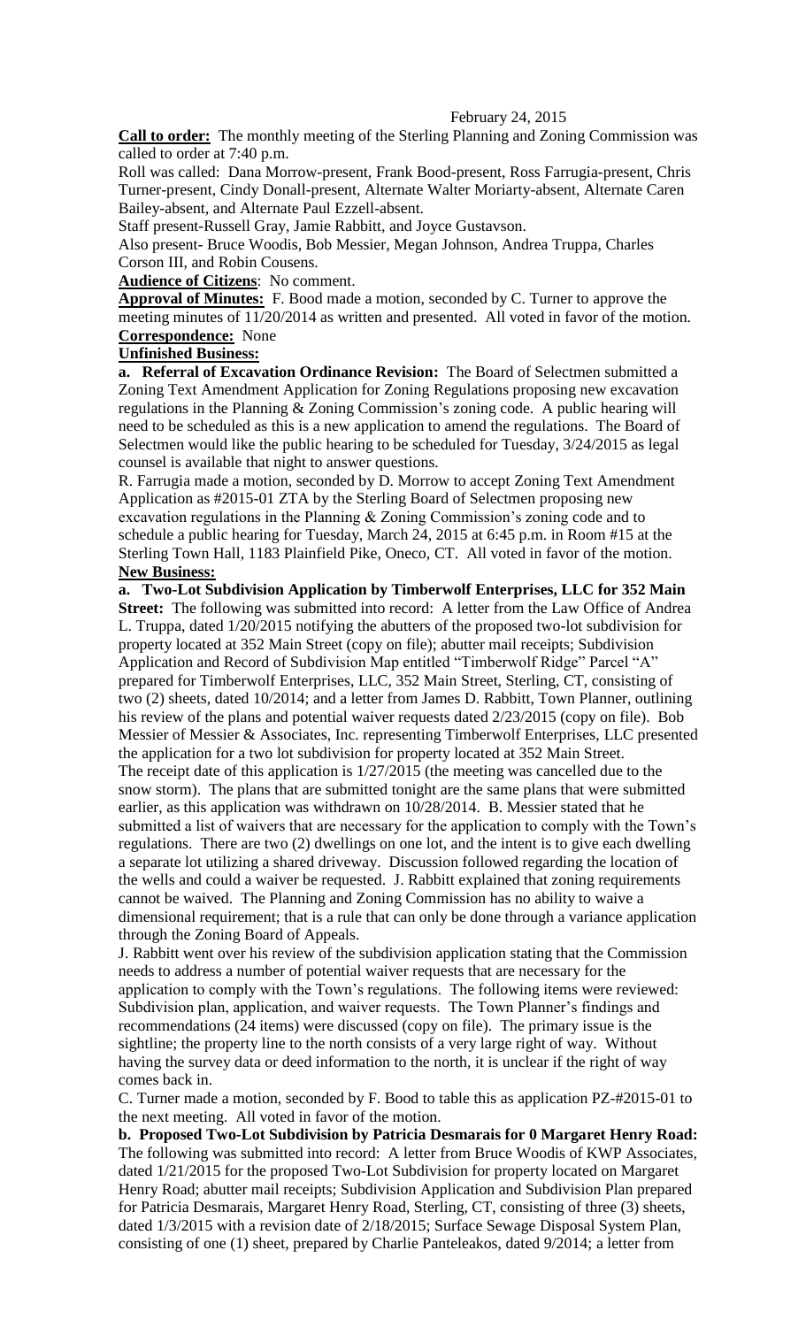February 24, 2015

**Call to order:** The monthly meeting of the Sterling Planning and Zoning Commission was called to order at 7:40 p.m.

Roll was called: Dana Morrow-present, Frank Bood-present, Ross Farrugia-present, Chris Turner-present, Cindy Donall-present, Alternate Walter Moriarty-absent, Alternate Caren Bailey-absent, and Alternate Paul Ezzell-absent.

Staff present-Russell Gray, Jamie Rabbitt, and Joyce Gustavson.

Also present- Bruce Woodis, Bob Messier, Megan Johnson, Andrea Truppa, Charles Corson III, and Robin Cousens.

**Audience of Citizens**: No comment.

**Approval of Minutes:** F. Bood made a motion, seconded by C. Turner to approve the meeting minutes of 11/20/2014 as written and presented. All voted in favor of the motion.

**Correspondence:** None

**Unfinished Business:**

**a. Referral of Excavation Ordinance Revision:** The Board of Selectmen submitted a Zoning Text Amendment Application for Zoning Regulations proposing new excavation regulations in the Planning & Zoning Commission's zoning code. A public hearing will need to be scheduled as this is a new application to amend the regulations. The Board of Selectmen would like the public hearing to be scheduled for Tuesday, 3/24/2015 as legal counsel is available that night to answer questions.

R. Farrugia made a motion, seconded by D. Morrow to accept Zoning Text Amendment Application as #2015-01 ZTA by the Sterling Board of Selectmen proposing new excavation regulations in the Planning & Zoning Commission's zoning code and to schedule a public hearing for Tuesday, March 24, 2015 at 6:45 p.m. in Room #15 at the Sterling Town Hall, 1183 Plainfield Pike, Oneco, CT. All voted in favor of the motion.

**New Business:**

**a. Two-Lot Subdivision Application by Timberwolf Enterprises, LLC for 352 Main Street:** The following was submitted into record: A letter from the Law Office of Andrea L. Truppa, dated 1/20/2015 notifying the abutters of the proposed two-lot subdivision for property located at 352 Main Street (copy on file); abutter mail receipts; Subdivision Application and Record of Subdivision Map entitled "Timberwolf Ridge" Parcel "A" prepared for Timberwolf Enterprises, LLC, 352 Main Street, Sterling, CT, consisting of two (2) sheets, dated 10/2014; and a letter from James D. Rabbitt, Town Planner, outlining his review of the plans and potential waiver requests dated 2/23/2015 (copy on file). Bob Messier of Messier & Associates, Inc. representing Timberwolf Enterprises, LLC presented the application for a two lot subdivision for property located at 352 Main Street.

The receipt date of this application is 1/27/2015 (the meeting was cancelled due to the snow storm). The plans that are submitted tonight are the same plans that were submitted earlier, as this application was withdrawn on 10/28/2014. B. Messier stated that he submitted a list of waivers that are necessary for the application to comply with the Town's regulations. There are two (2) dwellings on one lot, and the intent is to give each dwelling a separate lot utilizing a shared driveway. Discussion followed regarding the location of the wells and could a waiver be requested. J. Rabbitt explained that zoning requirements cannot be waived. The Planning and Zoning Commission has no ability to waive a dimensional requirement; that is a rule that can only be done through a variance application through the Zoning Board of Appeals.

J. Rabbitt went over his review of the subdivision application stating that the Commission needs to address a number of potential waiver requests that are necessary for the application to comply with the Town's regulations. The following items were reviewed: Subdivision plan, application, and waiver requests. The Town Planner's findings and recommendations (24 items) were discussed (copy on file). The primary issue is the sightline; the property line to the north consists of a very large right of way. Without having the survey data or deed information to the north, it is unclear if the right of way comes back in.

C. Turner made a motion, seconded by F. Bood to table this as application PZ-#2015-01 to the next meeting. All voted in favor of the motion.

**b. Proposed Two-Lot Subdivision by Patricia Desmarais for 0 Margaret Henry Road:** The following was submitted into record: A letter from Bruce Woodis of KWP Associates, dated 1/21/2015 for the proposed Two-Lot Subdivision for property located on Margaret Henry Road; abutter mail receipts; Subdivision Application and Subdivision Plan prepared for Patricia Desmarais, Margaret Henry Road, Sterling, CT, consisting of three (3) sheets, dated 1/3/2015 with a revision date of 2/18/2015; Surface Sewage Disposal System Plan, consisting of one (1) sheet, prepared by Charlie Panteleakos, dated 9/2014; a letter from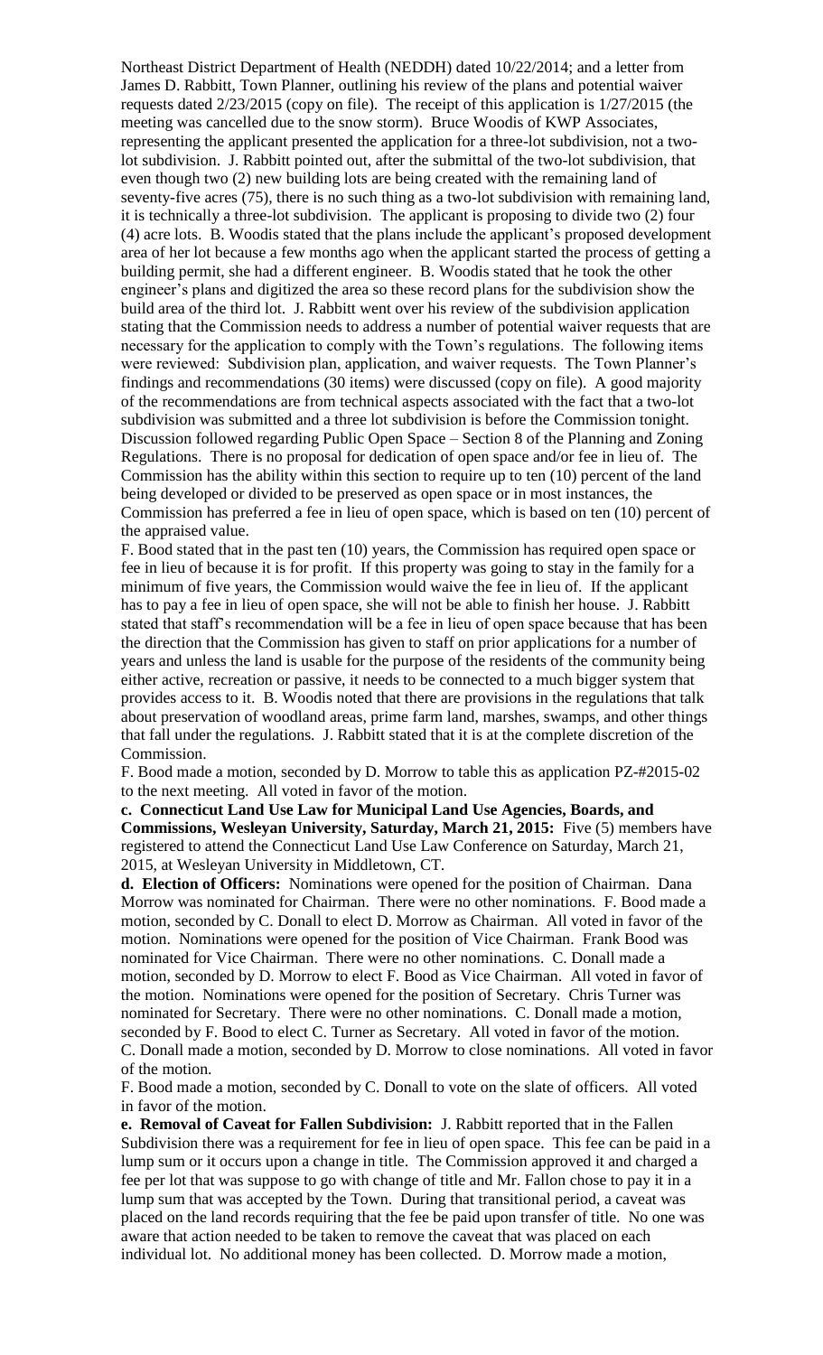Northeast District Department of Health (NEDDH) dated 10/22/2014; and a letter from James D. Rabbitt, Town Planner, outlining his review of the plans and potential waiver requests dated 2/23/2015 (copy on file). The receipt of this application is 1/27/2015 (the meeting was cancelled due to the snow storm). Bruce Woodis of KWP Associates, representing the applicant presented the application for a three-lot subdivision, not a two-lot subdivision. J. Rabbitt pointed out, after the submittal of the two-lot subdivision, that even though two (2) new building lots are being created with the remaining land of seventy-five acres (75), there is no such thing as a two-lot subdivision with remaining land, it is technically a three-lot subdivision. The applicant is proposing to divide two (2) four (4) acre lots. B. Woodis stated that the plans include the applicant's proposed development area of her lot because a few months ago when the applicant started the process of getting a building permit, she had a different engineer. B. Woodis stated that he took the other engineer's plans and digitized the area so these record plans for the subdivision show the build area of the third lot. J. Rabbitt went over his review of the subdivision application stating that the Commission needs to address a number of potential waiver requests that are necessary for the application to comply with the Town's regulations. The following items were reviewed: Subdivision plan, application, and waiver requests. The Town Planner's findings and recommendations (30 items) were discussed (copy on file). A good majority of the recommendations are from technical aspects associated with the fact that a two-lot subdivision was submitted and a three lot subdivision is before the Commission tonight. Discussion followed regarding Public Open Space – Section 8 of the Planning and Zoning Regulations. There is no proposal for dedication of open space and/or fee in lieu of. The Commission has the ability within this section to require up to ten (10) percent of the land being developed or divided to be preserved as open space or in most instances, the Commission has preferred a fee in lieu of open space, which is based on ten (10) percent of the appraised value.

F. Bood stated that in the past ten (10) years, the Commission has required open space or fee in lieu of because it is for profit. If this property was going to stay in the family for a minimum of five years, the Commission would waive the fee in lieu of. If the applicant has to pay a fee in lieu of open space, she will not be able to finish her house. J. Rabbitt stated that staff's recommendation will be a fee in lieu of open space because that has been the direction that the Commission has given to staff on prior applications for a number of years and unless the land is usable for the purpose of the residents of the community being either active, recreation or passive, it needs to be connected to a much bigger system that provides access to it. B. Woodis noted that there are provisions in the regulations that talk about preservation of woodland areas, prime farm land, marshes, swamps, and other things that fall under the regulations. J. Rabbitt stated that it is at the complete discretion of the Commission.

F. Bood made a motion, seconded by D. Morrow to table this as application PZ-#2015-02 to the next meeting. All voted in favor of the motion.

**c. Connecticut Land Use Law for Municipal Land Use Agencies, Boards, and Commissions, Wesleyan University, Saturday, March 21, 2015:** Five (5) members have registered to attend the Connecticut Land Use Law Conference on Saturday, March 21, 2015, at Wesleyan University in Middletown, CT.

**d. Election of Officers:** Nominations were opened for the position of Chairman. Dana Morrow was nominated for Chairman. There were no other nominations. F. Bood made a motion, seconded by C. Donall to elect D. Morrow as Chairman. All voted in favor of the motion. Nominations were opened for the position of Vice Chairman. Frank Bood was nominated for Vice Chairman. There were no other nominations. C. Donall made a motion, seconded by D. Morrow to elect F. Bood as Vice Chairman. All voted in favor of the motion. Nominations were opened for the position of Secretary. Chris Turner was nominated for Secretary. There were no other nominations. C. Donall made a motion, seconded by F. Bood to elect C. Turner as Secretary. All voted in favor of the motion. C. Donall made a motion, seconded by D. Morrow to close nominations. All voted in favor of the motion.

F. Bood made a motion, seconded by C. Donall to vote on the slate of officers. All voted in favor of the motion.

**e. Removal of Caveat for Fallen Subdivision:** J. Rabbitt reported that in the Fallen Subdivision there was a requirement for fee in lieu of open space. This fee can be paid in a lump sum or it occurs upon a change in title. The Commission approved it and charged a fee per lot that was suppose to go with change of title and Mr. Fallon chose to pay it in a lump sum that was accepted by the Town. During that transitional period, a caveat was placed on the land records requiring that the fee be paid upon transfer of title. No one was aware that action needed to be taken to remove the caveat that was placed on each individual lot. No additional money has been collected. D. Morrow made a motion,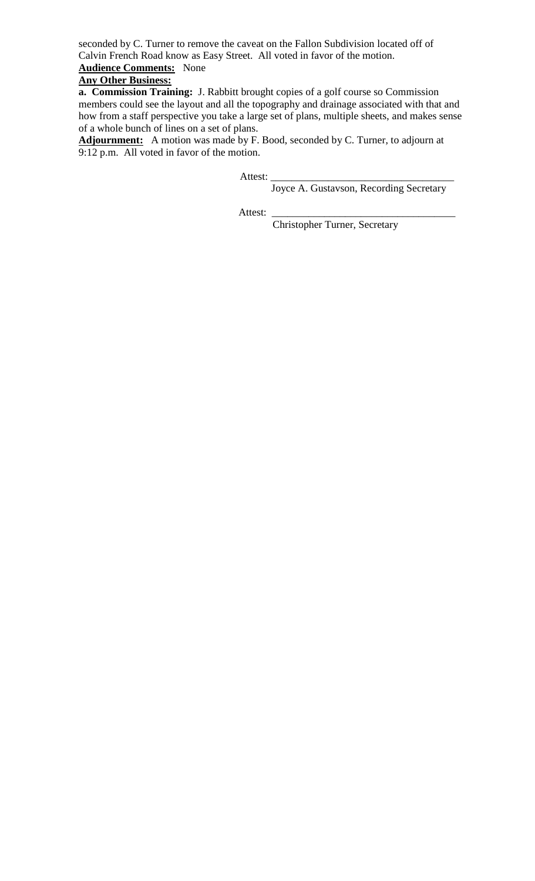seconded by C. Turner to remove the caveat on the Fallon Subdivision located off of Calvin French Road know as Easy Street. All voted in favor of the motion.

**Audience Comments:** None

**Any Other Business:**

**a. Commission Training:** J. Rabbitt brought copies of a golf course so Commission members could see the layout and all the topography and drainage associated with that and how from a staff perspective you take a large set of plans, multiple sheets, and makes sense of a whole bunch of lines on a set of plans.

**Adjournment:** A motion was made by F. Bood, seconded by C. Turner, to adjourn at 9:12 p.m. All voted in favor of the motion.

Attest: ___________________________________
Joyce A. Gustavson, Recording Secretary

Attest: ___________________________________
Christopher Turner, Secretary